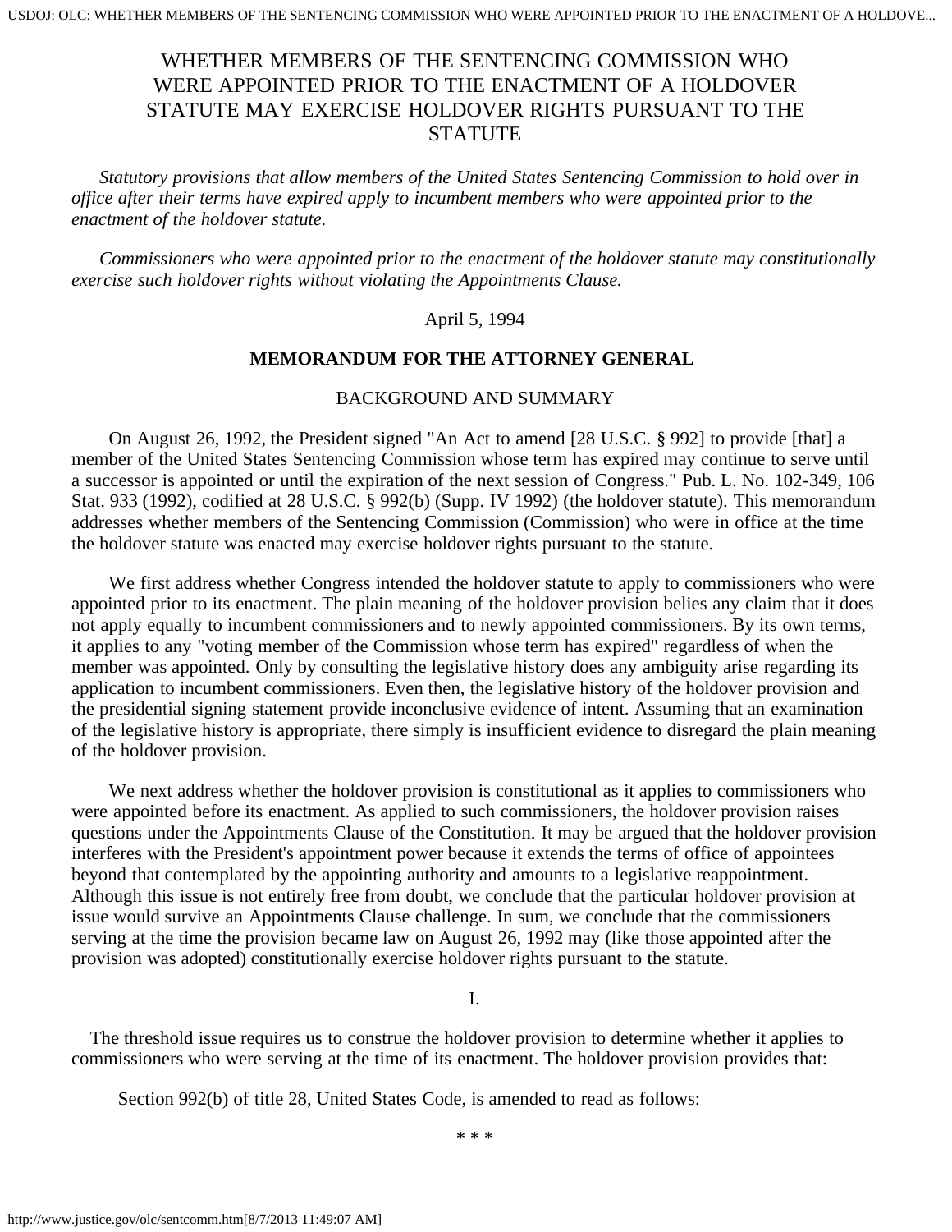# WHETHER MEMBERS OF THE SENTENCING COMMISSION WHO WERE APPOINTED PRIOR TO THE ENACTMENT OF A HOLDOVER STATUTE MAY EXERCISE HOLDOVER RIGHTS PURSUANT TO THE STATUTE

*Statutory provisions that allow members of the United States Sentencing Commission to hold over in office after their terms have expired apply to incumbent members who were appointed prior to the enactment of the holdover statute.*

*Commissioners who were appointed prior to the enactment of the holdover statute may constitutionally exercise such holdover rights without violating the Appointments Clause.*

April 5, 1994

**MEMORANDUM FOR THE ATTORNEY GENERAL**

## BACKGROUND AND SUMMARY

On August 26, 1992, the President signed "An Act to amend [28 U.S.C. § 992] to provide [that] a member of the United States Sentencing Commission whose term has expired may continue to serve until a successor is appointed or until the expiration of the next session of Congress." Pub. L. No. 102-349, 106 Stat. 933 (1992), codified at 28 U.S.C. § 992(b) (Supp. IV 1992) (the holdover statute). This memorandum addresses whether members of the Sentencing Commission (Commission) who were in office at the time the holdover statute was enacted may exercise holdover rights pursuant to the statute.

We first address whether Congress intended the holdover statute to apply to commissioners who were appointed prior to its enactment. The plain meaning of the holdover provision belies any claim that it does not apply equally to incumbent commissioners and to newly appointed commissioners. By its own terms, it applies to any "voting member of the Commission whose term has expired" regardless of when the member was appointed. Only by consulting the legislative history does any ambiguity arise regarding its application to incumbent commissioners. Even then, the legislative history of the holdover provision and the presidential signing statement provide inconclusive evidence of intent. Assuming that an examination of the legislative history is appropriate, there simply is insufficient evidence to disregard the plain meaning of the holdover provision.

We next address whether the holdover provision is constitutional as it applies to commissioners who were appointed before its enactment. As applied to such commissioners, the holdover provision raises questions under the Appointments Clause of the Constitution. It may be argued that the holdover provision interferes with the President's appointment power because it extends the terms of office of appointees beyond that contemplated by the appointing authority and amounts to a legislative reappointment. Although this issue is not entirely free from doubt, we conclude that the particular holdover provision at issue would survive an Appointments Clause challenge. In sum, we conclude that the commissioners serving at the time the provision became law on August 26, 1992 may (like those appointed after the provision was adopted) constitutionally exercise holdover rights pursuant to the statute.

## I.

The threshold issue requires us to construe the holdover provision to determine whether it applies to commissioners who were serving at the time of its enactment. The holdover provision provides that:

> Section 992(b) of title 28, United States Code, is amended to read as follows:
>
> * * *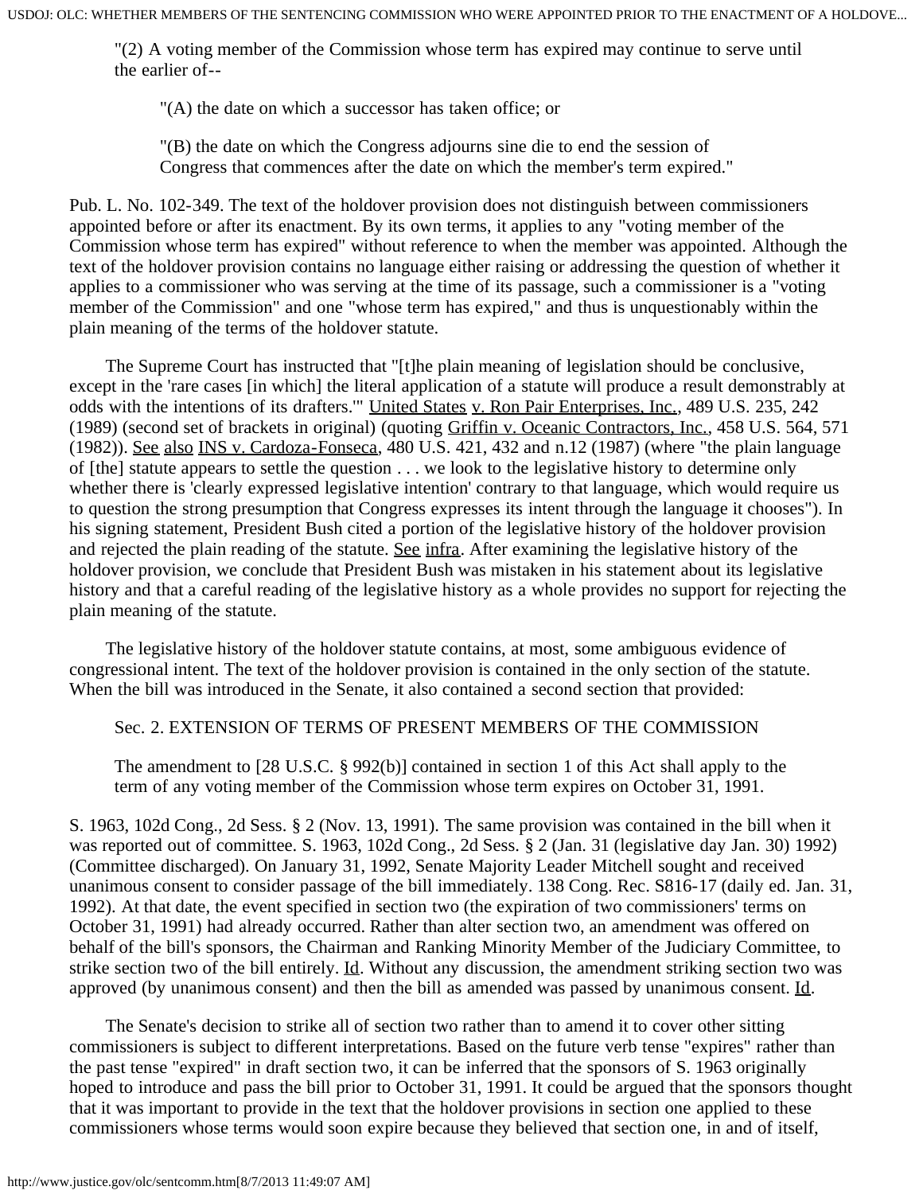"(2) A voting member of the Commission whose term has expired may continue to serve until the earlier of--

"(A) the date on which a successor has taken office; or

"(B) the date on which the Congress adjourns sine die to end the session of Congress that commences after the date on which the member's term expired."

Pub. L. No. 102-349. The text of the holdover provision does not distinguish between commissioners appointed before or after its enactment. By its own terms, it applies to any "voting member of the Commission whose term has expired" without reference to when the member was appointed. Although the text of the holdover provision contains no language either raising or addressing the question of whether it applies to a commissioner who was serving at the time of its passage, such a commissioner is a "voting member of the Commission" and one "whose term has expired," and thus is unquestionably within the plain meaning of the terms of the holdover statute.

The Supreme Court has instructed that "[t]he plain meaning of legislation should be conclusive, except in the 'rare cases [in which] the literal application of a statute will produce a result demonstrably at odds with the intentions of its drafters.'" United States v. Ron Pair Enterprises, Inc., 489 U.S. 235, 242 (1989) (second set of brackets in original) (quoting Griffin v. Oceanic Contractors, Inc., 458 U.S. 564, 571 (1982)). See also INS v. Cardoza-Fonseca, 480 U.S. 421, 432 and n.12 (1987) (where "the plain language of [the] statute appears to settle the question . . . we look to the legislative history to determine only whether there is 'clearly expressed legislative intention' contrary to that language, which would require us to question the strong presumption that Congress expresses its intent through the language it chooses"). In his signing statement, President Bush cited a portion of the legislative history of the holdover provision and rejected the plain reading of the statute. See infra. After examining the legislative history of the holdover provision, we conclude that President Bush was mistaken in his statement about its legislative history and that a careful reading of the legislative history as a whole provides no support for rejecting the plain meaning of the statute.

The legislative history of the holdover statute contains, at most, some ambiguous evidence of congressional intent. The text of the holdover provision is contained in the only section of the statute. When the bill was introduced in the Senate, it also contained a second section that provided:

Sec. 2. EXTENSION OF TERMS OF PRESENT MEMBERS OF THE COMMISSION

The amendment to [28 U.S.C. § 992(b)] contained in section 1 of this Act shall apply to the term of any voting member of the Commission whose term expires on October 31, 1991.

S. 1963, 102d Cong., 2d Sess. § 2 (Nov. 13, 1991). The same provision was contained in the bill when it was reported out of committee. S. 1963, 102d Cong., 2d Sess. § 2 (Jan. 31 (legislative day Jan. 30) 1992) (Committee discharged). On January 31, 1992, Senate Majority Leader Mitchell sought and received unanimous consent to consider passage of the bill immediately. 138 Cong. Rec. S816-17 (daily ed. Jan. 31, 1992). At that date, the event specified in section two (the expiration of two commissioners' terms on October 31, 1991) had already occurred. Rather than alter section two, an amendment was offered on behalf of the bill's sponsors, the Chairman and Ranking Minority Member of the Judiciary Committee, to strike section two of the bill entirely. Id. Without any discussion, the amendment striking section two was approved (by unanimous consent) and then the bill as amended was passed by unanimous consent. Id.

The Senate's decision to strike all of section two rather than to amend it to cover other sitting commissioners is subject to different interpretations. Based on the future verb tense "expires" rather than the past tense "expired" in draft section two, it can be inferred that the sponsors of S. 1963 originally hoped to introduce and pass the bill prior to October 31, 1991. It could be argued that the sponsors thought that it was important to provide in the text that the holdover provisions in section one applied to these commissioners whose terms would soon expire because they believed that section one, in and of itself,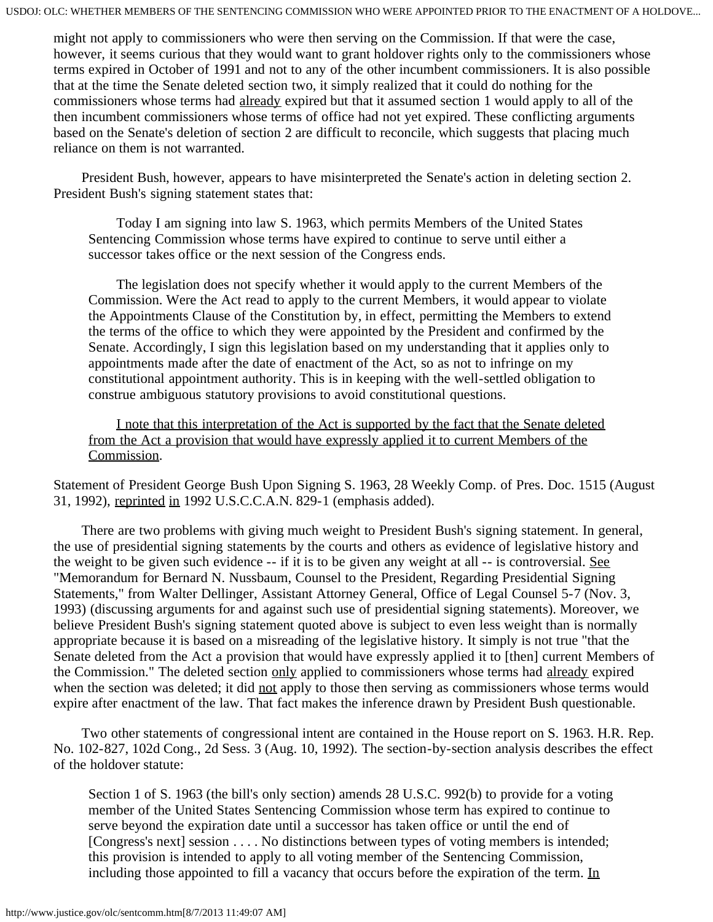might not apply to commissioners who were then serving on the Commission. If that were the case, however, it seems curious that they would want to grant holdover rights only to the commissioners whose terms expired in October of 1991 and not to any of the other incumbent commissioners. It is also possible that at the time the Senate deleted section two, it simply realized that it could do nothing for the commissioners whose terms had already expired but that it assumed section 1 would apply to all of the then incumbent commissioners whose terms of office had not yet expired. These conflicting arguments based on the Senate's deletion of section 2 are difficult to reconcile, which suggests that placing much reliance on them is not warranted.

President Bush, however, appears to have misinterpreted the Senate's action in deleting section 2. President Bush's signing statement states that:

> Today I am signing into law S. 1963, which permits Members of the United States Sentencing Commission whose terms have expired to continue to serve until either a successor takes office or the next session of the Congress ends.
>
> The legislation does not specify whether it would apply to the current Members of the Commission. Were the Act read to apply to the current Members, it would appear to violate the Appointments Clause of the Constitution by, in effect, permitting the Members to extend the terms of the office to which they were appointed by the President and confirmed by the Senate. Accordingly, I sign this legislation based on my understanding that it applies only to appointments made after the date of enactment of the Act, so as not to infringe on my constitutional appointment authority. This is in keeping with the well-settled obligation to construe ambiguous statutory provisions to avoid constitutional questions.
>
> I note that this interpretation of the Act is supported by the fact that the Senate deleted from the Act a provision that would have expressly applied it to current Members of the Commission.

Statement of President George Bush Upon Signing S. 1963, 28 Weekly Comp. of Pres. Doc. 1515 (August 31, 1992), reprinted in 1992 U.S.C.C.A.N. 829-1 (emphasis added).

There are two problems with giving much weight to President Bush's signing statement. In general, the use of presidential signing statements by the courts and others as evidence of legislative history and the weight to be given such evidence -- if it is to be given any weight at all -- is controversial. See "Memorandum for Bernard N. Nussbaum, Counsel to the President, Regarding Presidential Signing Statements," from Walter Dellinger, Assistant Attorney General, Office of Legal Counsel 5-7 (Nov. 3, 1993) (discussing arguments for and against such use of presidential signing statements). Moreover, we believe President Bush's signing statement quoted above is subject to even less weight than is normally appropriate because it is based on a misreading of the legislative history. It simply is not true "that the Senate deleted from the Act a provision that would have expressly applied it to [then] current Members of the Commission." The deleted section only applied to commissioners whose terms had already expired when the section was deleted; it did not apply to those then serving as commissioners whose terms would expire after enactment of the law. That fact makes the inference drawn by President Bush questionable.

Two other statements of congressional intent are contained in the House report on S. 1963. H.R. Rep. No. 102-827, 102d Cong., 2d Sess. 3 (Aug. 10, 1992). The section-by-section analysis describes the effect of the holdover statute:

> Section 1 of S. 1963 (the bill's only section) amends 28 U.S.C. 992(b) to provide for a voting member of the United States Sentencing Commission whose term has expired to continue to serve beyond the expiration date until a successor has taken office or until the end of [Congress's next] session . . . . No distinctions between types of voting members is intended; this provision is intended to apply to all voting member of the Sentencing Commission, including those appointed to fill a vacancy that occurs before the expiration of the term. In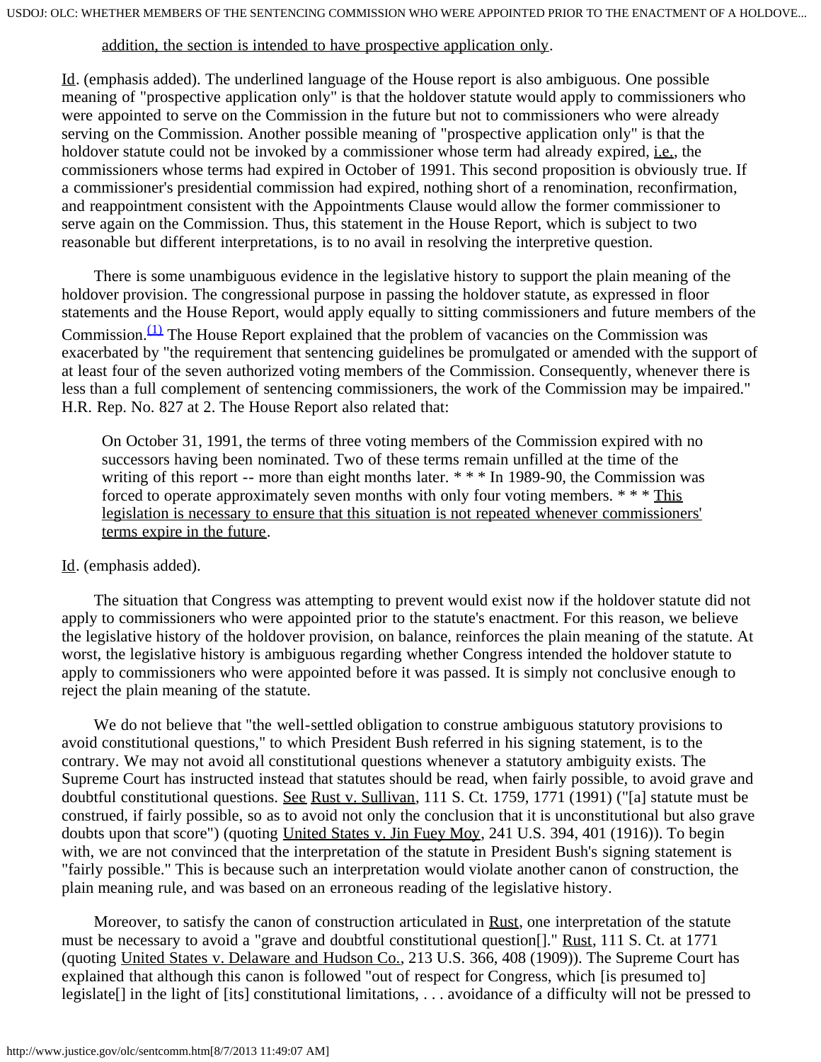addition, the section is intended to have prospective application only.

Id. (emphasis added). The underlined language of the House report is also ambiguous. One possible meaning of "prospective application only" is that the holdover statute would apply to commissioners who were appointed to serve on the Commission in the future but not to commissioners who were already serving on the Commission. Another possible meaning of "prospective application only" is that the holdover statute could not be invoked by a commissioner whose term had already expired, i.e., the commissioners whose terms had expired in October of 1991. This second proposition is obviously true. If a commissioner's presidential commission had expired, nothing short of a renomination, reconfirmation, and reappointment consistent with the Appointments Clause would allow the former commissioner to serve again on the Commission. Thus, this statement in the House Report, which is subject to two reasonable but different interpretations, is to no avail in resolving the interpretive question.

There is some unambiguous evidence in the legislative history to support the plain meaning of the holdover provision. The congressional purpose in passing the holdover statute, as expressed in floor statements and the House Report, would apply equally to sitting commissioners and future members of the Commission.[(1)] The House Report explained that the problem of vacancies on the Commission was exacerbated by "the requirement that sentencing guidelines be promulgated or amended with the support of at least four of the seven authorized voting members of the Commission. Consequently, whenever there is less than a full complement of sentencing commissioners, the work of the Commission may be impaired." H.R. Rep. No. 827 at 2. The House Report also related that:

> On October 31, 1991, the terms of three voting members of the Commission expired with no successors having been nominated. Two of these terms remain unfilled at the time of the writing of this report -- more than eight months later. * * * In 1989-90, the Commission was forced to operate approximately seven months with only four voting members. * * * This legislation is necessary to ensure that this situation is not repeated whenever commissioners' terms expire in the future.

Id. (emphasis added).

The situation that Congress was attempting to prevent would exist now if the holdover statute did not apply to commissioners who were appointed prior to the statute's enactment. For this reason, we believe the legislative history of the holdover provision, on balance, reinforces the plain meaning of the statute. At worst, the legislative history is ambiguous regarding whether Congress intended the holdover statute to apply to commissioners who were appointed before it was passed. It is simply not conclusive enough to reject the plain meaning of the statute.

We do not believe that "the well-settled obligation to construe ambiguous statutory provisions to avoid constitutional questions," to which President Bush referred in his signing statement, is to the contrary. We may not avoid all constitutional questions whenever a statutory ambiguity exists. The Supreme Court has instructed instead that statutes should be read, when fairly possible, to avoid grave and doubtful constitutional questions. See Rust v. Sullivan, 111 S. Ct. 1759, 1771 (1991) ("[a] statute must be construed, if fairly possible, so as to avoid not only the conclusion that it is unconstitutional but also grave doubts upon that score") (quoting United States v. Jin Fuey Moy, 241 U.S. 394, 401 (1916)). To begin with, we are not convinced that the interpretation of the statute in President Bush's signing statement is "fairly possible." This is because such an interpretation would violate another canon of construction, the plain meaning rule, and was based on an erroneous reading of the legislative history.

Moreover, to satisfy the canon of construction articulated in Rust, one interpretation of the statute must be necessary to avoid a "grave and doubtful constitutional question[]." Rust, 111 S. Ct. at 1771 (quoting United States v. Delaware and Hudson Co., 213 U.S. 366, 408 (1909)). The Supreme Court has explained that although this canon is followed "out of respect for Congress, which [is presumed to] legislate[] in the light of [its] constitutional limitations, . . . avoidance of a difficulty will not be pressed to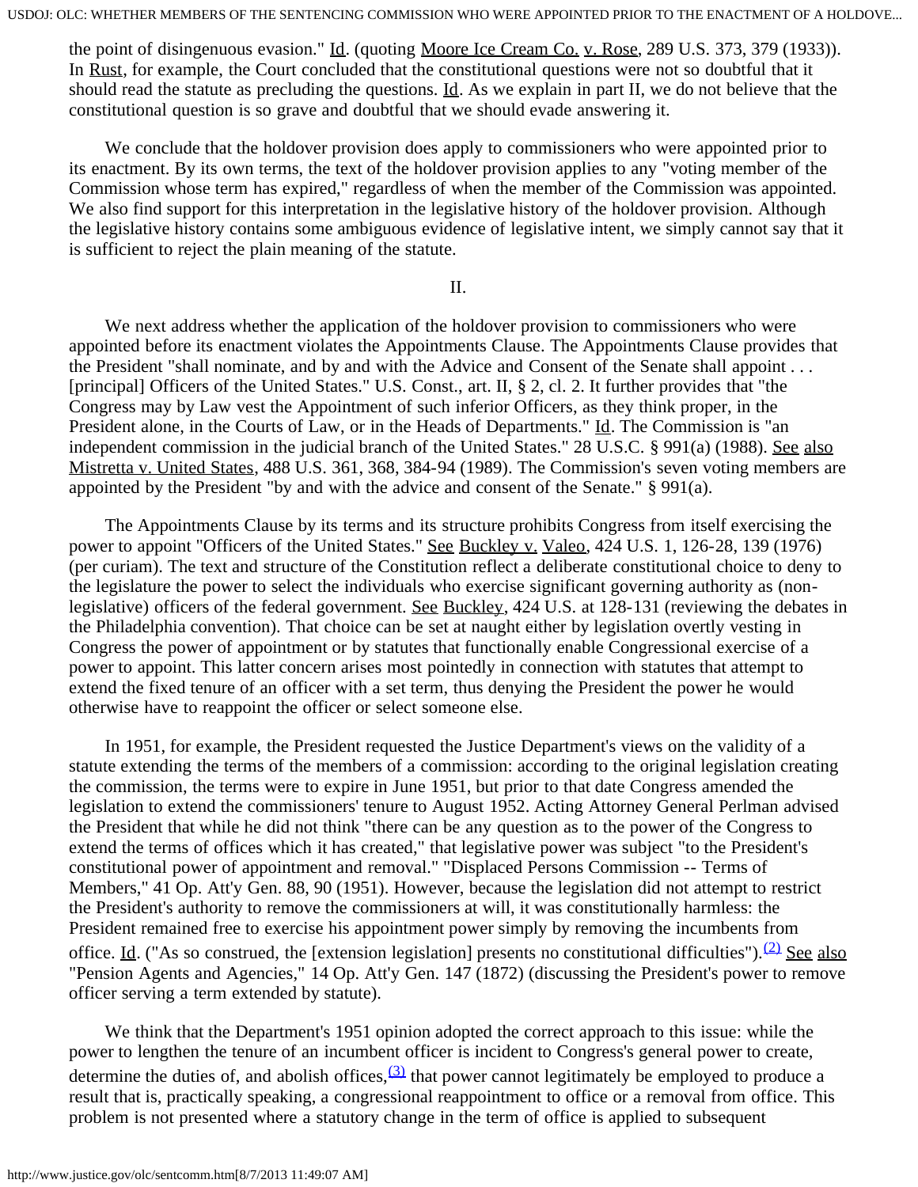the point of disingenuous evasion." Id. (quoting Moore Ice Cream Co. v. Rose, 289 U.S. 373, 379 (1933)). In Rust, for example, the Court concluded that the constitutional questions were not so doubtful that it should read the statute as precluding the questions. Id. As we explain in part II, we do not believe that the constitutional question is so grave and doubtful that we should evade answering it.

We conclude that the holdover provision does apply to commissioners who were appointed prior to its enactment. By its own terms, the text of the holdover provision applies to any "voting member of the Commission whose term has expired," regardless of when the member of the Commission was appointed. We also find support for this interpretation in the legislative history of the holdover provision. Although the legislative history contains some ambiguous evidence of legislative intent, we simply cannot say that it is sufficient to reject the plain meaning of the statute.

II.

We next address whether the application of the holdover provision to commissioners who were appointed before its enactment violates the Appointments Clause. The Appointments Clause provides that the President "shall nominate, and by and with the Advice and Consent of the Senate shall appoint . . . [principal] Officers of the United States." U.S. Const., art. II, § 2, cl. 2. It further provides that "the Congress may by Law vest the Appointment of such inferior Officers, as they think proper, in the President alone, in the Courts of Law, or in the Heads of Departments." Id. The Commission is "an independent commission in the judicial branch of the United States." 28 U.S.C. § 991(a) (1988). See also Mistretta v. United States, 488 U.S. 361, 368, 384-94 (1989). The Commission's seven voting members are appointed by the President "by and with the advice and consent of the Senate." § 991(a).

The Appointments Clause by its terms and its structure prohibits Congress from itself exercising the power to appoint "Officers of the United States." See Buckley v. Valeo, 424 U.S. 1, 126-28, 139 (1976) (per curiam). The text and structure of the Constitution reflect a deliberate constitutional choice to deny to the legislature the power to select the individuals who exercise significant governing authority as (non-legislative) officers of the federal government. See Buckley, 424 U.S. at 128-131 (reviewing the debates in the Philadelphia convention). That choice can be set at naught either by legislation overtly vesting in Congress the power of appointment or by statutes that functionally enable Congressional exercise of a power to appoint. This latter concern arises most pointedly in connection with statutes that attempt to extend the fixed tenure of an officer with a set term, thus denying the President the power he would otherwise have to reappoint the officer or select someone else.

In 1951, for example, the President requested the Justice Department's views on the validity of a statute extending the terms of the members of a commission: according to the original legislation creating the commission, the terms were to expire in June 1951, but prior to that date Congress amended the legislation to extend the commissioners' tenure to August 1952. Acting Attorney General Perlman advised the President that while he did not think "there can be any question as to the power of the Congress to extend the terms of offices which it has created," that legislative power was subject "to the President's constitutional power of appointment and removal." "Displaced Persons Commission -- Terms of Members," 41 Op. Att'y Gen. 88, 90 (1951). However, because the legislation did not attempt to restrict the President's authority to remove the commissioners at will, it was constitutionally harmless: the President remained free to exercise his appointment power simply by removing the incumbents from office. Id. ("As so construed, the [extension legislation] presents no constitutional difficulties").[(2)] See also "Pension Agents and Agencies," 14 Op. Att'y Gen. 147 (1872) (discussing the President's power to remove officer serving a term extended by statute).

We think that the Department's 1951 opinion adopted the correct approach to this issue: while the power to lengthen the tenure of an incumbent officer is incident to Congress's general power to create, determine the duties of, and abolish offices,[(3)] that power cannot legitimately be employed to produce a result that is, practically speaking, a congressional reappointment to office or a removal from office. This problem is not presented where a statutory change in the term of office is applied to subsequent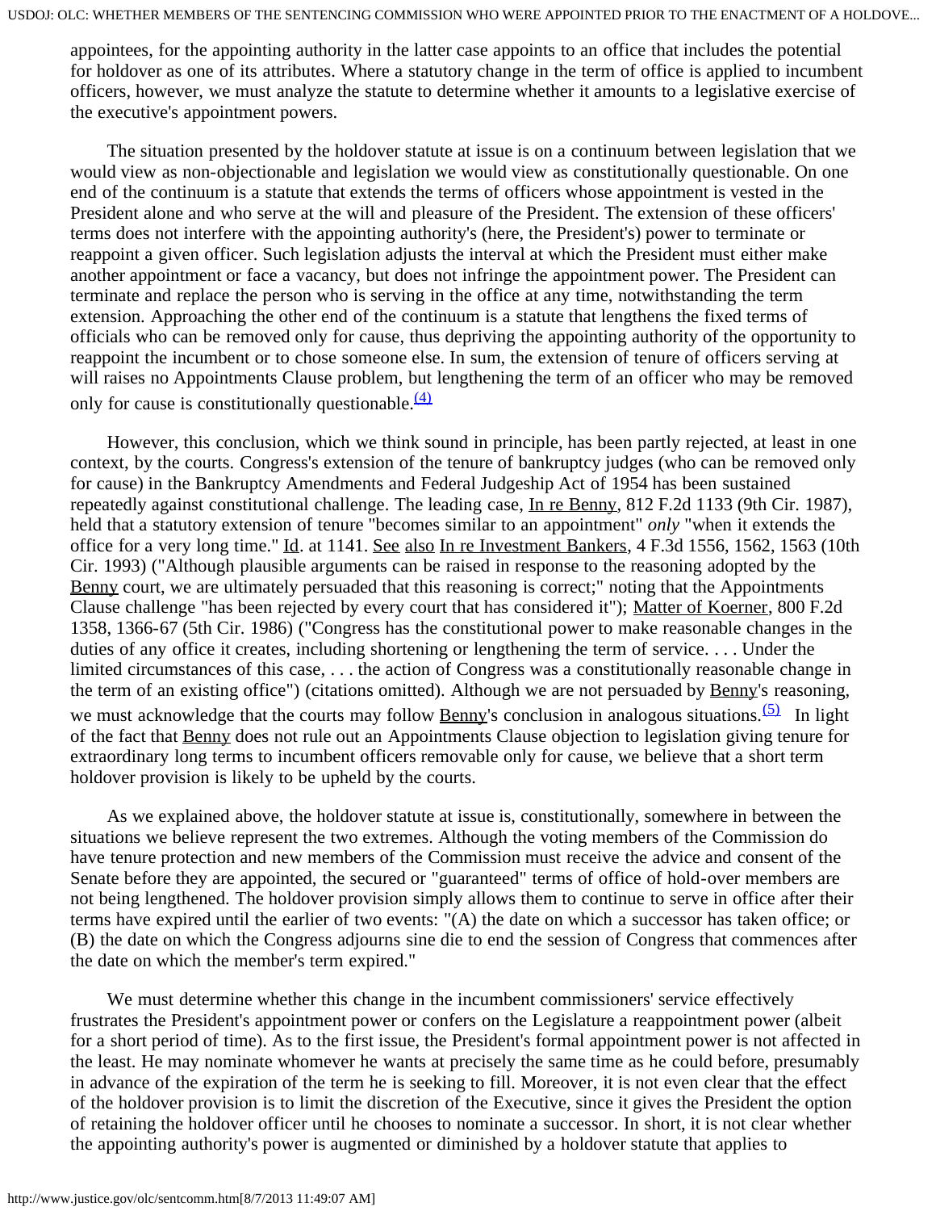appointees, for the appointing authority in the latter case appoints to an office that includes the potential for holdover as one of its attributes. Where a statutory change in the term of office is applied to incumbent officers, however, we must analyze the statute to determine whether it amounts to a legislative exercise of the executive's appointment powers.

The situation presented by the holdover statute at issue is on a continuum between legislation that we would view as non-objectionable and legislation we would view as constitutionally questionable. On one end of the continuum is a statute that extends the terms of officers whose appointment is vested in the President alone and who serve at the will and pleasure of the President. The extension of these officers' terms does not interfere with the appointing authority's (here, the President's) power to terminate or reappoint a given officer. Such legislation adjusts the interval at which the President must either make another appointment or face a vacancy, but does not infringe the appointment power. The President can terminate and replace the person who is serving in the office at any time, notwithstanding the term extension. Approaching the other end of the continuum is a statute that lengthens the fixed terms of officials who can be removed only for cause, thus depriving the appointing authority of the opportunity to reappoint the incumbent or to chose someone else. In sum, the extension of tenure of officers serving at will raises no Appointments Clause problem, but lengthening the term of an officer who may be removed only for cause is constitutionally questionable.(4)

However, this conclusion, which we think sound in principle, has been partly rejected, at least in one context, by the courts. Congress's extension of the tenure of bankruptcy judges (who can be removed only for cause) in the Bankruptcy Amendments and Federal Judgeship Act of 1954 has been sustained repeatedly against constitutional challenge. The leading case, In re Benny, 812 F.2d 1133 (9th Cir. 1987), held that a statutory extension of tenure "becomes similar to an appointment" *only* "when it extends the office for a very long time." Id. at 1141. See also In re Investment Bankers, 4 F.3d 1556, 1562, 1563 (10th Cir. 1993) ("Although plausible arguments can be raised in response to the reasoning adopted by the Benny court, we are ultimately persuaded that this reasoning is correct;" noting that the Appointments Clause challenge "has been rejected by every court that has considered it"); Matter of Koerner, 800 F.2d 1358, 1366-67 (5th Cir. 1986) ("Congress has the constitutional power to make reasonable changes in the duties of any office it creates, including shortening or lengthening the term of service. . . . Under the limited circumstances of this case, . . . the action of Congress was a constitutionally reasonable change in the term of an existing office") (citations omitted). Although we are not persuaded by Benny's reasoning, we must acknowledge that the courts may follow Benny's conclusion in analogous situations.(5) In light of the fact that Benny does not rule out an Appointments Clause objection to legislation giving tenure for extraordinary long terms to incumbent officers removable only for cause, we believe that a short term holdover provision is likely to be upheld by the courts.

As we explained above, the holdover statute at issue is, constitutionally, somewhere in between the situations we believe represent the two extremes. Although the voting members of the Commission do have tenure protection and new members of the Commission must receive the advice and consent of the Senate before they are appointed, the secured or "guaranteed" terms of office of hold-over members are not being lengthened. The holdover provision simply allows them to continue to serve in office after their terms have expired until the earlier of two events: "(A) the date on which a successor has taken office; or (B) the date on which the Congress adjourns sine die to end the session of Congress that commences after the date on which the member's term expired."

We must determine whether this change in the incumbent commissioners' service effectively frustrates the President's appointment power or confers on the Legislature a reappointment power (albeit for a short period of time). As to the first issue, the President's formal appointment power is not affected in the least. He may nominate whomever he wants at precisely the same time as he could before, presumably in advance of the expiration of the term he is seeking to fill. Moreover, it is not even clear that the effect of the holdover provision is to limit the discretion of the Executive, since it gives the President the option of retaining the holdover officer until he chooses to nominate a successor. In short, it is not clear whether the appointing authority's power is augmented or diminished by a holdover statute that applies to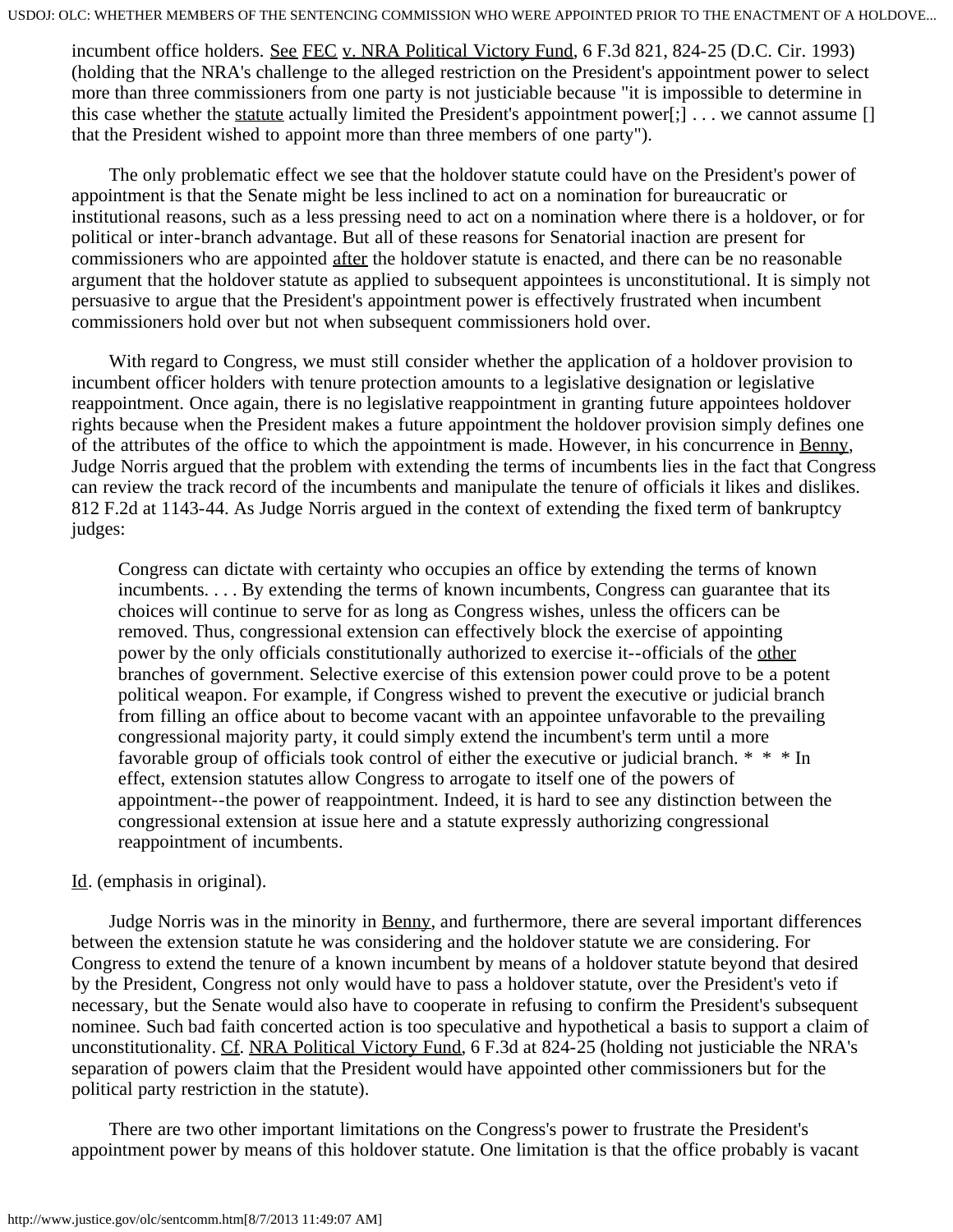incumbent office holders. See FEC v. NRA Political Victory Fund, 6 F.3d 821, 824-25 (D.C. Cir. 1993) (holding that the NRA's challenge to the alleged restriction on the President's appointment power to select more than three commissioners from one party is not justiciable because "it is impossible to determine in this case whether the statute actually limited the President's appointment power[;] . . . we cannot assume [] that the President wished to appoint more than three members of one party").

The only problematic effect we see that the holdover statute could have on the President's power of appointment is that the Senate might be less inclined to act on a nomination for bureaucratic or institutional reasons, such as a less pressing need to act on a nomination where there is a holdover, or for political or inter-branch advantage. But all of these reasons for Senatorial inaction are present for commissioners who are appointed after the holdover statute is enacted, and there can be no reasonable argument that the holdover statute as applied to subsequent appointees is unconstitutional. It is simply not persuasive to argue that the President's appointment power is effectively frustrated when incumbent commissioners hold over but not when subsequent commissioners hold over.

With regard to Congress, we must still consider whether the application of a holdover provision to incumbent officer holders with tenure protection amounts to a legislative designation or legislative reappointment. Once again, there is no legislative reappointment in granting future appointees holdover rights because when the President makes a future appointment the holdover provision simply defines one of the attributes of the office to which the appointment is made. However, in his concurrence in Benny, Judge Norris argued that the problem with extending the terms of incumbents lies in the fact that Congress can review the track record of the incumbents and manipulate the tenure of officials it likes and dislikes. 812 F.2d at 1143-44. As Judge Norris argued in the context of extending the fixed term of bankruptcy judges:

> Congress can dictate with certainty who occupies an office by extending the terms of known incumbents. . . . By extending the terms of known incumbents, Congress can guarantee that its choices will continue to serve for as long as Congress wishes, unless the officers can be removed. Thus, congressional extension can effectively block the exercise of appointing power by the only officials constitutionally authorized to exercise it--officials of the *other* branches of government. Selective exercise of this extension power could prove to be a potent political weapon. For example, if Congress wished to prevent the executive or judicial branch from filling an office about to become vacant with an appointee unfavorable to the prevailing congressional majority party, it could simply extend the incumbent's term until a more favorable group of officials took control of either the executive or judicial branch. * * * In effect, extension statutes allow Congress to arrogate to itself one of the powers of appointment--the power of reappointment. Indeed, it is hard to see any distinction between the congressional extension at issue here and a statute expressly authorizing congressional reappointment of incumbents.

Id. (emphasis in original).

Judge Norris was in the minority in Benny, and furthermore, there are several important differences between the extension statute he was considering and the holdover statute we are considering. For Congress to extend the tenure of a known incumbent by means of a holdover statute beyond that desired by the President, Congress not only would have to pass a holdover statute, over the President's veto if necessary, but the Senate would also have to cooperate in refusing to confirm the President's subsequent nominee. Such bad faith concerted action is too speculative and hypothetical a basis to support a claim of unconstitutionality. Cf. NRA Political Victory Fund, 6 F.3d at 824-25 (holding not justiciable the NRA's separation of powers claim that the President would have appointed other commissioners but for the political party restriction in the statute).

There are two other important limitations on the Congress's power to frustrate the President's appointment power by means of this holdover statute. One limitation is that the office probably is vacant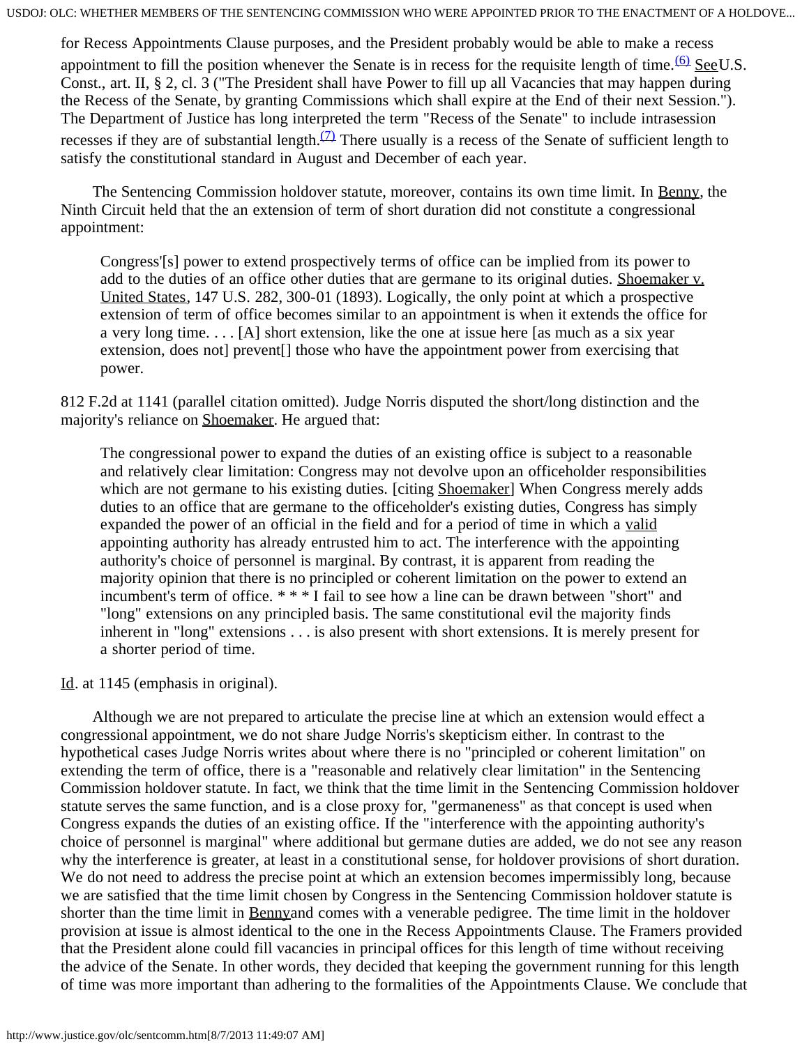for Recess Appointments Clause purposes, and the President probably would be able to make a recess appointment to fill the position whenever the Senate is in recess for the requisite length of time.[(6)] See U.S. Const., art. II, § 2, cl. 3 ("The President shall have Power to fill up all Vacancies that may happen during the Recess of the Senate, by granting Commissions which shall expire at the End of their next Session."). The Department of Justice has long interpreted the term "Recess of the Senate" to include intrasession recesses if they are of substantial length.[(7)] There usually is a recess of the Senate of sufficient length to satisfy the constitutional standard in August and December of each year.

The Sentencing Commission holdover statute, moreover, contains its own time limit. In Benny, the Ninth Circuit held that the an extension of term of short duration did not constitute a congressional appointment:

> Congress'[s] power to extend prospectively terms of office can be implied from its power to add to the duties of an office other duties that are germane to its original duties. Shoemaker v. United States, 147 U.S. 282, 300-01 (1893). Logically, the only point at which a prospective extension of term of office becomes similar to an appointment is when it extends the office for a very long time. . . . [A] short extension, like the one at issue here [as much as a six year extension, does not] prevent[] those who have the appointment power from exercising that power.

812 F.2d at 1141 (parallel citation omitted). Judge Norris disputed the short/long distinction and the majority's reliance on Shoemaker. He argued that:

> The congressional power to expand the duties of an existing office is subject to a reasonable and relatively clear limitation: Congress may not devolve upon an officeholder responsibilities which are not germane to his existing duties. [citing Shoemaker] When Congress merely adds duties to an office that are germane to the officeholder's existing duties, Congress has simply expanded the power of an official in the field and for a period of time in which a valid appointing authority has already entrusted him to act. The interference with the appointing authority's choice of personnel is marginal. By contrast, it is apparent from reading the majority opinion that there is no principled or coherent limitation on the power to extend an incumbent's term of office. * * * I fail to see how a line can be drawn between "short" and "long" extensions on any principled basis. The same constitutional evil the majority finds inherent in "long" extensions . . . is also present with short extensions. It is merely present for a shorter period of time.

Id. at 1145 (emphasis in original).

Although we are not prepared to articulate the precise line at which an extension would effect a congressional appointment, we do not share Judge Norris's skepticism either. In contrast to the hypothetical cases Judge Norris writes about where there is no "principled or coherent limitation" on extending the term of office, there is a "reasonable and relatively clear limitation" in the Sentencing Commission holdover statute. In fact, we think that the time limit in the Sentencing Commission holdover statute serves the same function, and is a close proxy for, "germaneness" as that concept is used when Congress expands the duties of an existing office. If the "interference with the appointing authority's choice of personnel is marginal" where additional but germane duties are added, we do not see any reason why the interference is greater, at least in a constitutional sense, for holdover provisions of short duration. We do not need to address the precise point at which an extension becomes impermissibly long, because we are satisfied that the time limit chosen by Congress in the Sentencing Commission holdover statute is shorter than the time limit in Benny and comes with a venerable pedigree. The time limit in the holdover provision at issue is almost identical to the one in the Recess Appointments Clause. The Framers provided that the President alone could fill vacancies in principal offices for this length of time without receiving the advice of the Senate. In other words, they decided that keeping the government running for this length of time was more important than adhering to the formalities of the Appointments Clause. We conclude that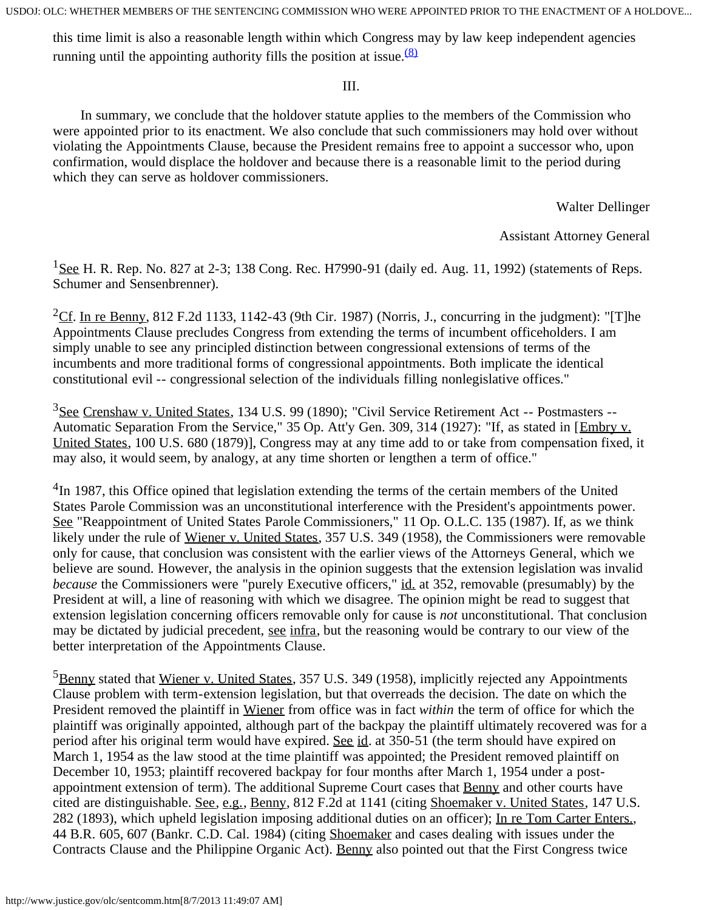this time limit is also a reasonable length within which Congress may by law keep independent agencies running until the appointing authority fills the position at issue.[(8)]

III.

In summary, we conclude that the holdover statute applies to the members of the Commission who were appointed prior to its enactment. We also conclude that such commissioners may hold over without violating the Appointments Clause, because the President remains free to appoint a successor who, upon confirmation, would displace the holdover and because there is a reasonable limit to the period during which they can serve as holdover commissioners.

Walter Dellinger

Assistant Attorney General

[1]See H. R. Rep. No. 827 at 2-3; 138 Cong. Rec. H7990-91 (daily ed. Aug. 11, 1992) (statements of Reps. Schumer and Sensenbrenner).

[2]Cf. In re Benny, 812 F.2d 1133, 1142-43 (9th Cir. 1987) (Norris, J., concurring in the judgment): "[T]he Appointments Clause precludes Congress from extending the terms of incumbent officeholders. I am simply unable to see any principled distinction between congressional extensions of terms of the incumbents and more traditional forms of congressional appointments. Both implicate the identical constitutional evil -- congressional selection of the individuals filling nonlegislative offices."

[3]See Crenshaw v. United States, 134 U.S. 99 (1890); "Civil Service Retirement Act -- Postmasters -- Automatic Separation From the Service," 35 Op. Att'y Gen. 309, 314 (1927): "If, as stated in [Embry v. United States, 100 U.S. 680 (1879)], Congress may at any time add to or take from compensation fixed, it may also, it would seem, by analogy, at any time shorten or lengthen a term of office."

[4]In 1987, this Office opined that legislation extending the terms of the certain members of the United States Parole Commission was an unconstitutional interference with the President's appointments power. See "Reappointment of United States Parole Commissioners," 11 Op. O.L.C. 135 (1987). If, as we think likely under the rule of Wiener v. United States, 357 U.S. 349 (1958), the Commissioners were removable only for cause, that conclusion was consistent with the earlier views of the Attorneys General, which we believe are sound. However, the analysis in the opinion suggests that the extension legislation was invalid *because* the Commissioners were "purely Executive officers," id. at 352, removable (presumably) by the President at will, a line of reasoning with which we disagree. The opinion might be read to suggest that extension legislation concerning officers removable only for cause is *not* unconstitutional. That conclusion may be dictated by judicial precedent, see infra, but the reasoning would be contrary to our view of the better interpretation of the Appointments Clause.

[5]Benny stated that Wiener v. United States, 357 U.S. 349 (1958), implicitly rejected any Appointments Clause problem with term-extension legislation, but that overreads the decision. The date on which the President removed the plaintiff in Wiener from office was in fact *within* the term of office for which the plaintiff was originally appointed, although part of the backpay the plaintiff ultimately recovered was for a period after his original term would have expired. See id. at 350-51 (the term should have expired on March 1, 1954 as the law stood at the time plaintiff was appointed; the President removed plaintiff on December 10, 1953; plaintiff recovered backpay for four months after March 1, 1954 under a post-appointment extension of term). The additional Supreme Court cases that Benny and other courts have cited are distinguishable. See, e.g., Benny, 812 F.2d at 1141 (citing Shoemaker v. United States, 147 U.S. 282 (1893), which upheld legislation imposing additional duties on an officer); In re Tom Carter Enters., 44 B.R. 605, 607 (Bankr. C.D. Cal. 1984) (citing Shoemaker and cases dealing with issues under the Contracts Clause and the Philippine Organic Act). Benny also pointed out that the First Congress twice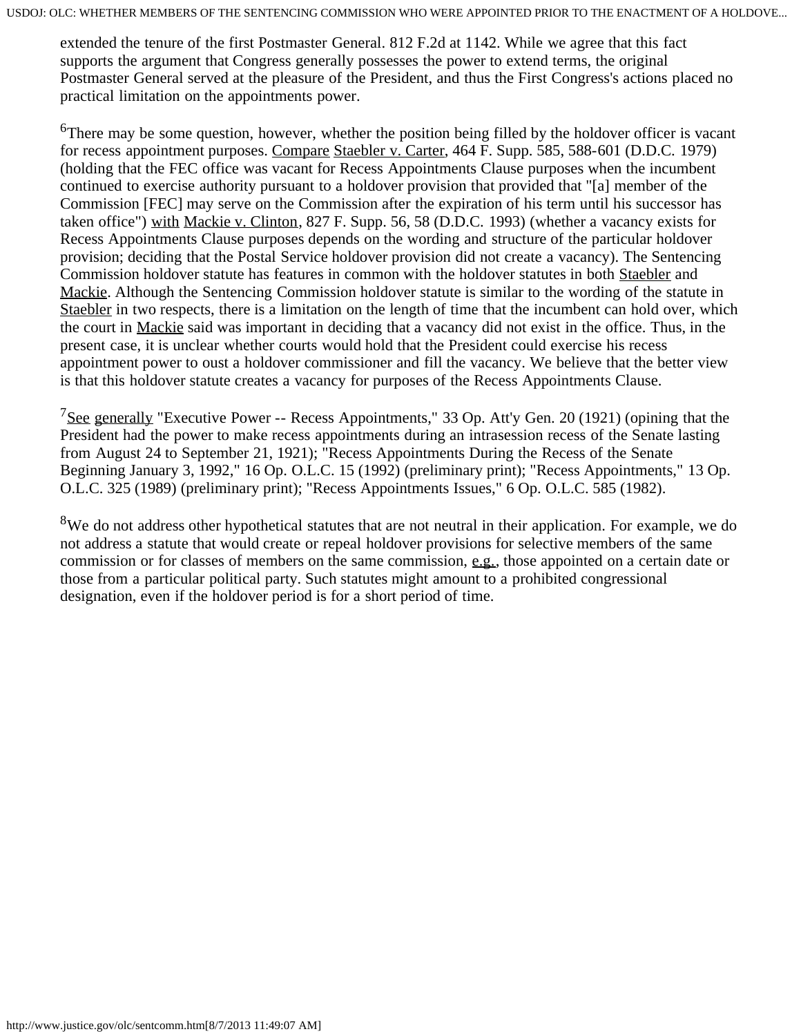extended the tenure of the first Postmaster General. 812 F.2d at 1142. While we agree that this fact supports the argument that Congress generally possesses the power to extend terms, the original Postmaster General served at the pleasure of the President, and thus the First Congress's actions placed no practical limitation on the appointments power.

[6]There may be some question, however, whether the position being filled by the holdover officer is vacant for recess appointment purposes. Compare Staebler v. Carter, 464 F. Supp. 585, 588-601 (D.D.C. 1979) (holding that the FEC office was vacant for Recess Appointments Clause purposes when the incumbent continued to exercise authority pursuant to a holdover provision that provided that "[a] member of the Commission [FEC] may serve on the Commission after the expiration of his term until his successor has taken office") with Mackie v. Clinton, 827 F. Supp. 56, 58 (D.D.C. 1993) (whether a vacancy exists for Recess Appointments Clause purposes depends on the wording and structure of the particular holdover provision; deciding that the Postal Service holdover provision did not create a vacancy). The Sentencing Commission holdover statute has features in common with the holdover statutes in both Staebler and Mackie. Although the Sentencing Commission holdover statute is similar to the wording of the statute in Staebler in two respects, there is a limitation on the length of time that the incumbent can hold over, which the court in Mackie said was important in deciding that a vacancy did not exist in the office. Thus, in the present case, it is unclear whether courts would hold that the President could exercise his recess appointment power to oust a holdover commissioner and fill the vacancy. We believe that the better view is that this holdover statute creates a vacancy for purposes of the Recess Appointments Clause.

[7]See generally "Executive Power -- Recess Appointments," 33 Op. Att'y Gen. 20 (1921) (opining that the President had the power to make recess appointments during an intrasession recess of the Senate lasting from August 24 to September 21, 1921); "Recess Appointments During the Recess of the Senate Beginning January 3, 1992," 16 Op. O.L.C. 15 (1992) (preliminary print); "Recess Appointments," 13 Op. O.L.C. 325 (1989) (preliminary print); "Recess Appointments Issues," 6 Op. O.L.C. 585 (1982).

[8]We do not address other hypothetical statutes that are not neutral in their application. For example, we do not address a statute that would create or repeal holdover provisions for selective members of the same commission or for classes of members on the same commission, e.g., those appointed on a certain date or those from a particular political party. Such statutes might amount to a prohibited congressional designation, even if the holdover period is for a short period of time.